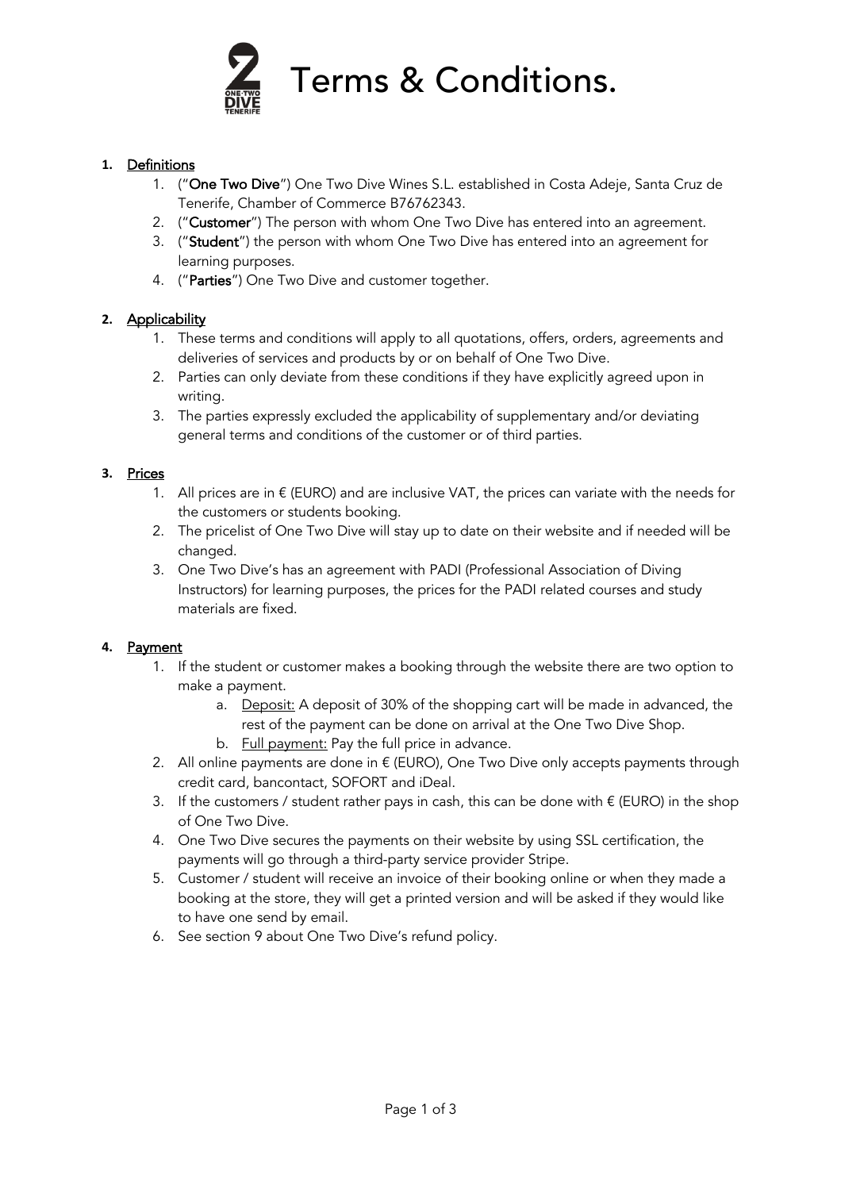# Terms & Conditions.

1. <u>Definitions</u>
    1. ("**One Two Dive**") One Two Dive Wines S.L. established in Costa Adeje, Santa Cruz de Tenerife, Chamber of Commerce B76762343.
    2. ("**Customer**") The person with whom One Two Dive has entered into an agreement.
    3. ("**Student**") the person with whom One Two Dive has entered into an agreement for learning purposes.
    4. ("**Parties**") One Two Dive and customer together.

2. <u>Applicability</u>
    1. These terms and conditions will apply to all quotations, offers, orders, agreements and deliveries of services and products by or on behalf of One Two Dive.
    2. Parties can only deviate from these conditions if they have explicitly agreed upon in writing.
    3. The parties expressly excluded the applicability of supplementary and/or deviating general terms and conditions of the customer or of third parties.

3. <u>Prices</u>
    1. All prices are in € (EURO) and are inclusive VAT, the prices can variate with the needs for the customers or students booking.
    2. The pricelist of One Two Dive will stay up to date on their website and if needed will be changed.
    3. One Two Dive's has an agreement with PADI (Professional Association of Diving Instructors) for learning purposes, the prices for the PADI related courses and study materials are fixed.

4. <u>Payment</u>
    1. If the student or customer makes a booking through the website there are two option to make a payment.
        a. <u>Deposit:</u> A deposit of 30% of the shopping cart will be made in advanced, the rest of the payment can be done on arrival at the One Two Dive Shop.
        b. <u>Full payment:</u> Pay the full price in advance.
    2. All online payments are done in € (EURO), One Two Dive only accepts payments through credit card, bancontact, SOFORT and iDeal.
    3. If the customers / student rather pays in cash, this can be done with € (EURO) in the shop of One Two Dive.
    4. One Two Dive secures the payments on their website by using SSL certification, the payments will go through a third-party service provider Stripe.
    5. Customer / student will receive an invoice of their booking online or when they made a booking at the store, they will get a printed version and will be asked if they would like to have one send by email.
    6. See section 9 about One Two Dive's refund policy.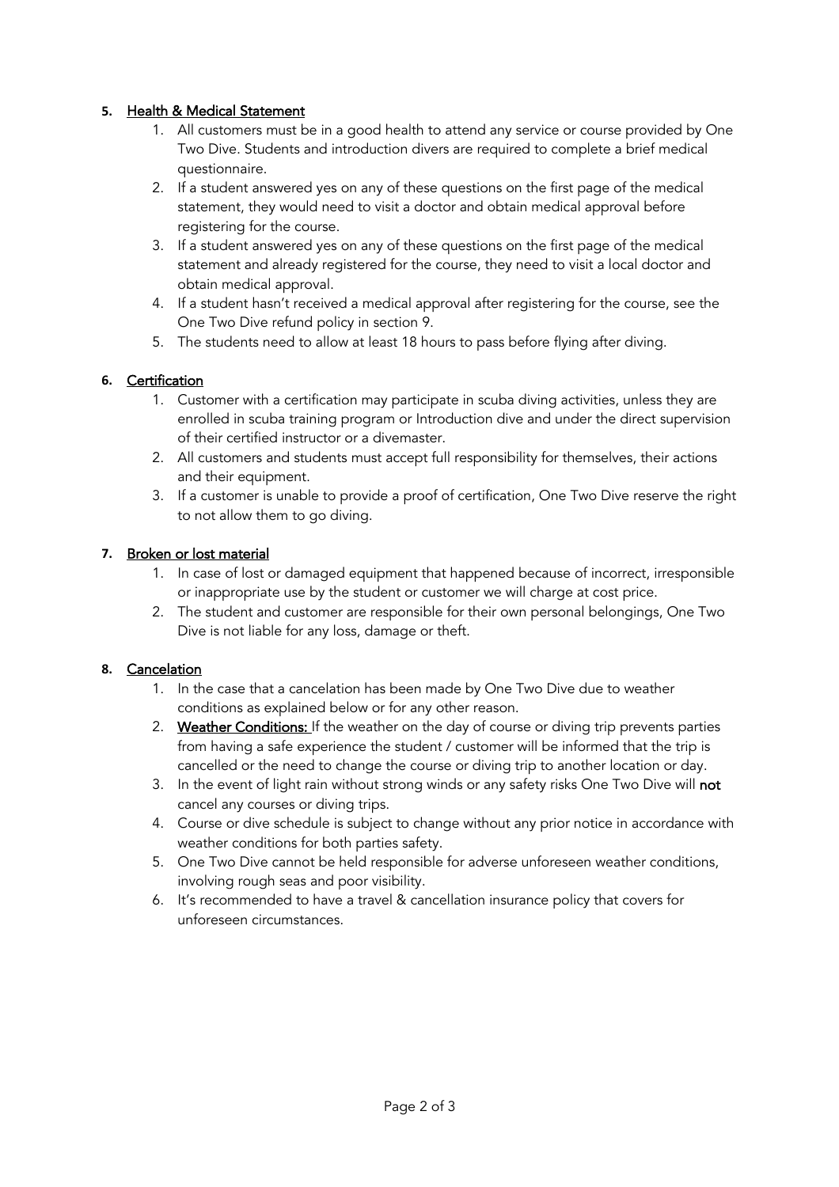5. **Health & Medical Statement**
    1. All customers must be in a good health to attend any service or course provided by One Two Dive. Students and introduction divers are required to complete a brief medical questionnaire.
    2. If a student answered yes on any of these questions on the first page of the medical statement, they would need to visit a doctor and obtain medical approval before registering for the course.
    3. If a student answered yes on any of these questions on the first page of the medical statement and already registered for the course, they need to visit a local doctor and obtain medical approval.
    4. If a student hasn't received a medical approval after registering for the course, see the One Two Dive refund policy in section 9.
    5. The students need to allow at least 18 hours to pass before flying after diving.

6. **Certification**
    1. Customer with a certification may participate in scuba diving activities, unless they are enrolled in scuba training program or Introduction dive and under the direct supervision of their certified instructor or a divemaster.
    2. All customers and students must accept full responsibility for themselves, their actions and their equipment.
    3. If a customer is unable to provide a proof of certification, One Two Dive reserve the right to not allow them to go diving.

7. **Broken or lost material**
    1. In case of lost or damaged equipment that happened because of incorrect, irresponsible or inappropriate use by the student or customer we will charge at cost price.
    2. The student and customer are responsible for their own personal belongings, One Two Dive is not liable for any loss, damage or theft.

8. **Cancelation**
    1. In the case that a cancelation has been made by One Two Dive due to weather conditions as explained below or for any other reason.
    2. **Weather Conditions:** If the weather on the day of course or diving trip prevents parties from having a safe experience the student / customer will be informed that the trip is cancelled or the need to change the course or diving trip to another location or day.
    3. In the event of light rain without strong winds or any safety risks One Two Dive will **not** cancel any courses or diving trips.
    4. Course or dive schedule is subject to change without any prior notice in accordance with weather conditions for both parties safety.
    5. One Two Dive cannot be held responsible for adverse unforeseen weather conditions, involving rough seas and poor visibility.
    6. It's recommended to have a travel & cancellation insurance policy that covers for unforeseen circumstances.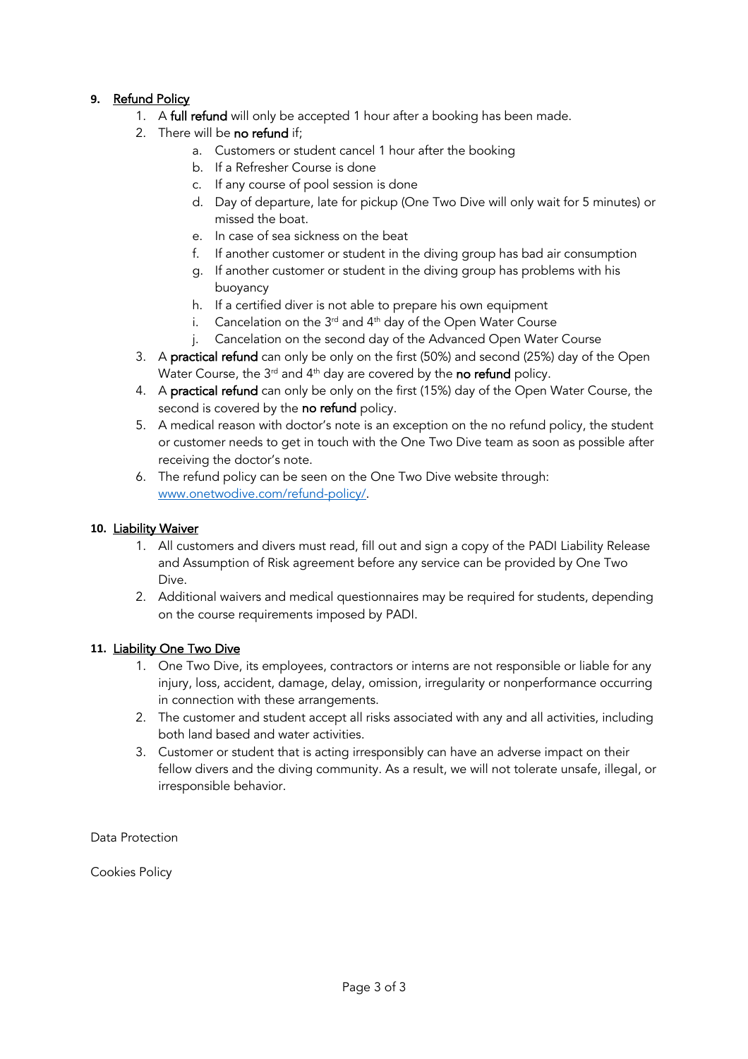## 9. Refund Policy

1. A **full refund** will only be accepted 1 hour after a booking has been made.
2. There will be **no refund** if;
   a. Customers or student cancel 1 hour after the booking
   b. If a Refresher Course is done
   c. If any course of pool session is done
   d. Day of departure, late for pickup (One Two Dive will only wait for 5 minutes) or missed the boat.
   e. In case of sea sickness on the beat
   f. If another customer or student in the diving group has bad air consumption
   g. If another customer or student in the diving group has problems with his buoyancy
   h. If a certified diver is not able to prepare his own equipment
   i. Cancelation on the 3rd and 4th day of the Open Water Course
   j. Cancelation on the second day of the Advanced Open Water Course
3. A **practical refund** can only be only on the first (50%) and second (25%) day of the Open Water Course, the 3rd and 4th day are covered by the **no refund** policy.
4. A **practical refund** can only be only on the first (15%) day of the Open Water Course, the second is covered by the **no refund** policy.
5. A medical reason with doctor's note is an exception on the no refund policy, the student or customer needs to get in touch with the One Two Dive team as soon as possible after receiving the doctor's note.
6. The refund policy can be seen on the One Two Dive website through: [www.onetwodive.com/refund-policy/](www.onetwodive.com/refund-policy/).

## 10. Liability Waiver

1. All customers and divers must read, fill out and sign a copy of the PADI Liability Release and Assumption of Risk agreement before any service can be provided by One Two Dive.
2. Additional waivers and medical questionnaires may be required for students, depending on the course requirements imposed by PADI.

## 11. Liability One Two Dive

1. One Two Dive, its employees, contractors or interns are not responsible or liable for any injury, loss, accident, damage, delay, omission, irregularity or nonperformance occurring in connection with these arrangements.
2. The customer and student accept all risks associated with any and all activities, including both land based and water activities.
3. Customer or student that is acting irresponsibly can have an adverse impact on their fellow divers and the diving community. As a result, we will not tolerate unsafe, illegal, or irresponsible behavior.

Data Protection

Cookies Policy